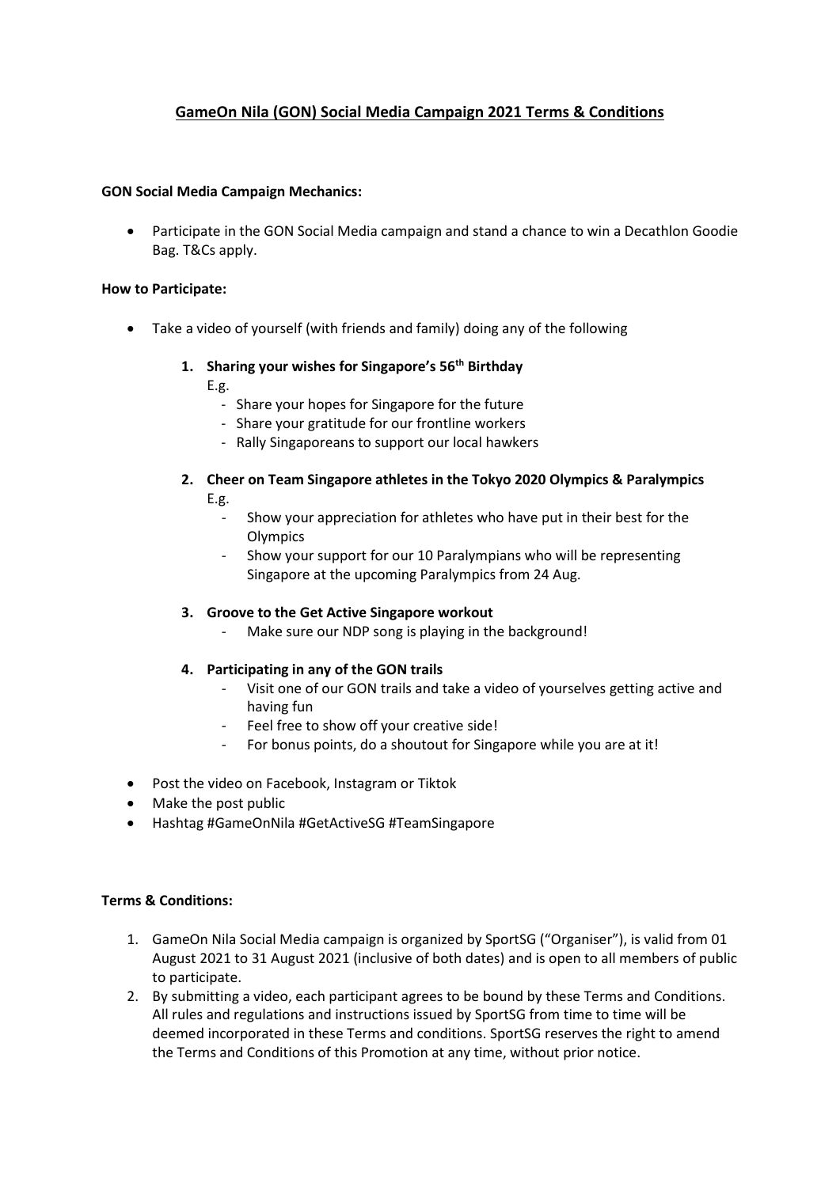# GameOn Nila (GON) Social Media Campaign 2021 Terms & Conditions

**GON Social Media Campaign Mechanics:**

- Participate in the GON Social Media campaign and stand a chance to win a Decathlon Goodie Bag. T&Cs apply.

**How to Participate:**

- Take a video of yourself (with friends and family) doing any of the following

  1. **Sharing your wishes for Singapore's 56th Birthday**
     E.g.
     - Share your hopes for Singapore for the future
     - Share your gratitude for our frontline workers
     - Rally Singaporeans to support our local hawkers

  2. **Cheer on Team Singapore athletes in the Tokyo 2020 Olympics & Paralympics**
     E.g.
     - Show your appreciation for athletes who have put in their best for the Olympics
     - Show your support for our 10 Paralympians who will be representing Singapore at the upcoming Paralympics from 24 Aug.

  3. **Groove to the Get Active Singapore workout**
     - Make sure our NDP song is playing in the background!

  4. **Participating in any of the GON trails**
     - Visit one of our GON trails and take a video of yourselves getting active and having fun
     - Feel free to show off your creative side!
     - For bonus points, do a shoutout for Singapore while you are at it!

- Post the video on Facebook, Instagram or Tiktok
- Make the post public
- Hashtag #GameOnNila #GetActiveSG #TeamSingapore

**Terms & Conditions:**

1. GameOn Nila Social Media campaign is organized by SportSG ("Organiser"), is valid from 01 August 2021 to 31 August 2021 (inclusive of both dates) and is open to all members of public to participate.
2. By submitting a video, each participant agrees to be bound by these Terms and Conditions. All rules and regulations and instructions issued by SportSG from time to time will be deemed incorporated in these Terms and conditions. SportSG reserves the right to amend the Terms and Conditions of this Promotion at any time, without prior notice.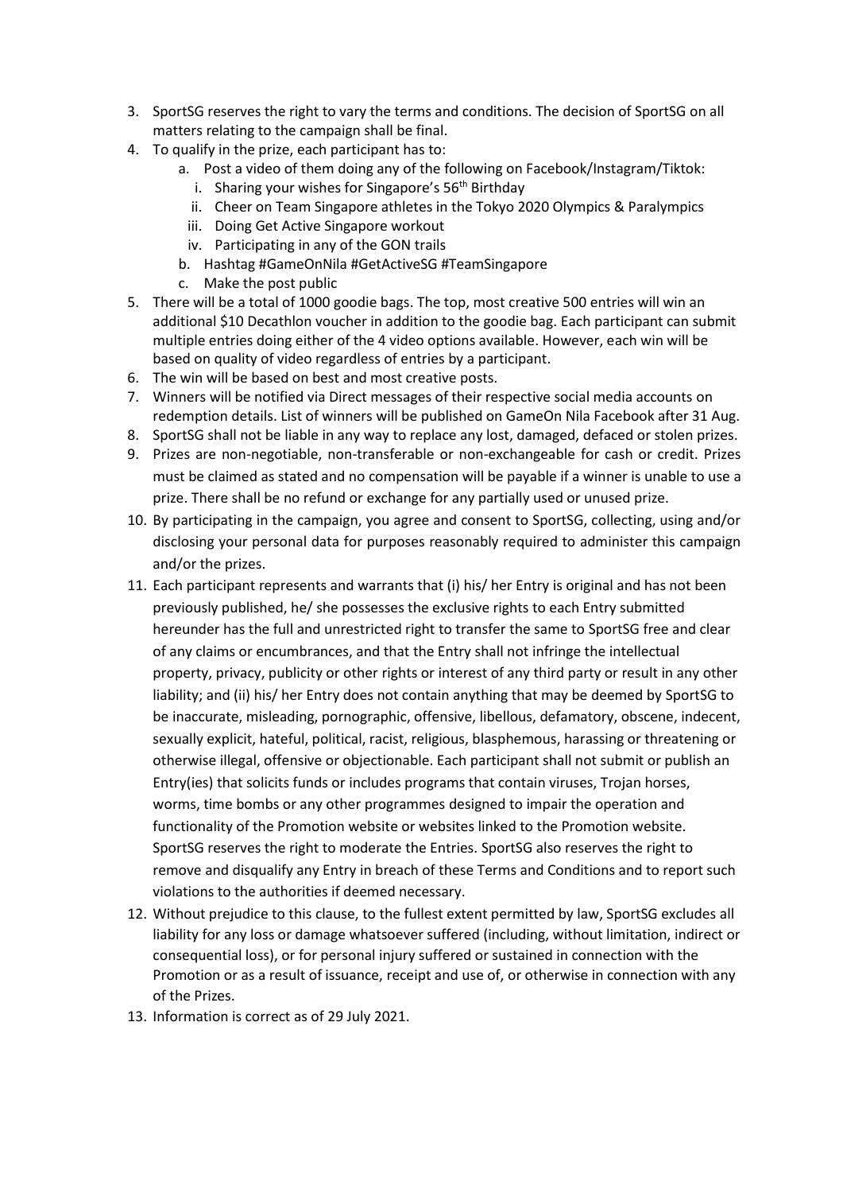3. SportSG reserves the right to vary the terms and conditions. The decision of SportSG on all matters relating to the campaign shall be final.
4. To qualify in the prize, each participant has to:
    a. Post a video of them doing any of the following on Facebook/Instagram/Tiktok:
        i. Sharing your wishes for Singapore's 56th Birthday
        ii. Cheer on Team Singapore athletes in the Tokyo 2020 Olympics & Paralympics
        iii. Doing Get Active Singapore workout
        iv. Participating in any of the GON trails
    b. Hashtag #GameOnNila #GetActiveSG #TeamSingapore
    c. Make the post public
5. There will be a total of 1000 goodie bags. The top, most creative 500 entries will win an additional $10 Decathlon voucher in addition to the goodie bag. Each participant can submit multiple entries doing either of the 4 video options available. However, each win will be based on quality of video regardless of entries by a participant.
6. The win will be based on best and most creative posts.
7. Winners will be notified via Direct messages of their respective social media accounts on redemption details. List of winners will be published on GameOn Nila Facebook after 31 Aug.
8. SportSG shall not be liable in any way to replace any lost, damaged, defaced or stolen prizes.
9. Prizes are non-negotiable, non-transferable or non-exchangeable for cash or credit. Prizes must be claimed as stated and no compensation will be payable if a winner is unable to use a prize. There shall be no refund or exchange for any partially used or unused prize.
10. By participating in the campaign, you agree and consent to SportSG, collecting, using and/or disclosing your personal data for purposes reasonably required to administer this campaign and/or the prizes.
11. Each participant represents and warrants that (i) his/ her Entry is original and has not been previously published, he/ she possesses the exclusive rights to each Entry submitted hereunder has the full and unrestricted right to transfer the same to SportSG free and clear of any claims or encumbrances, and that the Entry shall not infringe the intellectual property, privacy, publicity or other rights or interest of any third party or result in any other liability; and (ii) his/ her Entry does not contain anything that may be deemed by SportSG to be inaccurate, misleading, pornographic, offensive, libellous, defamatory, obscene, indecent, sexually explicit, hateful, political, racist, religious, blasphemous, harassing or threatening or otherwise illegal, offensive or objectionable. Each participant shall not submit or publish an Entry(ies) that solicits funds or includes programs that contain viruses, Trojan horses, worms, time bombs or any other programmes designed to impair the operation and functionality of the Promotion website or websites linked to the Promotion website. SportSG reserves the right to moderate the Entries. SportSG also reserves the right to remove and disqualify any Entry in breach of these Terms and Conditions and to report such violations to the authorities if deemed necessary.
12. Without prejudice to this clause, to the fullest extent permitted by law, SportSG excludes all liability for any loss or damage whatsoever suffered (including, without limitation, indirect or consequential loss), or for personal injury suffered or sustained in connection with the Promotion or as a result of issuance, receipt and use of, or otherwise in connection with any of the Prizes.
13. Information is correct as of 29 July 2021.